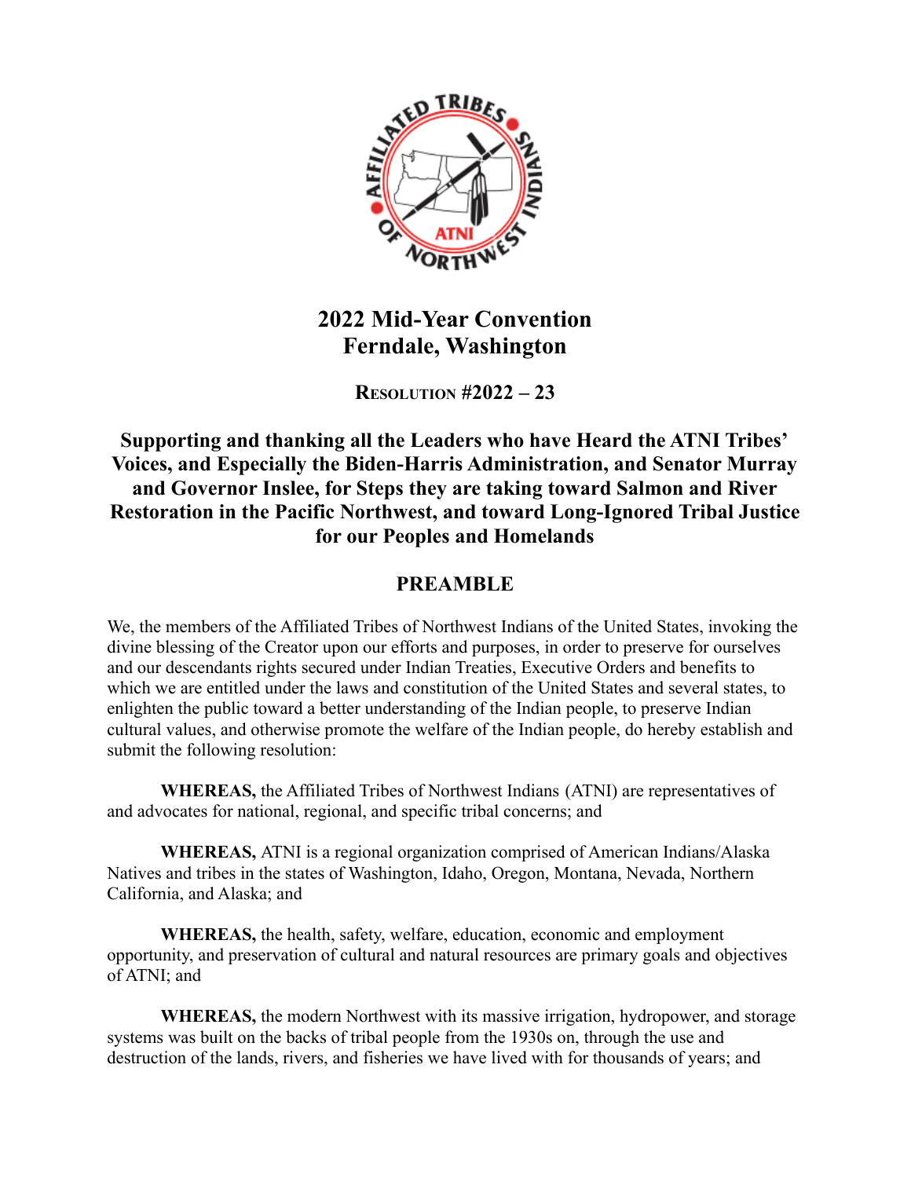# 2022 Mid-Year Convention
# Ferndale, Washington

## RESOLUTION #2022 – 23

## Supporting and thanking all the Leaders who have Heard the ATNI Tribes' Voices, and Especially the Biden-Harris Administration, and Senator Murray and Governor Inslee, for Steps they are taking toward Salmon and River Restoration in the Pacific Northwest, and toward Long-Ignored Tribal Justice for our Peoples and Homelands

## PREAMBLE

We, the members of the Affiliated Tribes of Northwest Indians of the United States, invoking the divine blessing of the Creator upon our efforts and purposes, in order to preserve for ourselves and our descendants rights secured under Indian Treaties, Executive Orders and benefits to which we are entitled under the laws and constitution of the United States and several states, to enlighten the public toward a better understanding of the Indian people, to preserve Indian cultural values, and otherwise promote the welfare of the Indian people, do hereby establish and submit the following resolution:

**WHEREAS,** the Affiliated Tribes of Northwest Indians (ATNI) are representatives of and advocates for national, regional, and specific tribal concerns; and

**WHEREAS,** ATNI is a regional organization comprised of American Indians/Alaska Natives and tribes in the states of Washington, Idaho, Oregon, Montana, Nevada, Northern California, and Alaska; and

**WHEREAS,** the health, safety, welfare, education, economic and employment opportunity, and preservation of cultural and natural resources are primary goals and objectives of ATNI; and

**WHEREAS,** the modern Northwest with its massive irrigation, hydropower, and storage systems was built on the backs of tribal people from the 1930s on, through the use and destruction of the lands, rivers, and fisheries we have lived with for thousands of years; and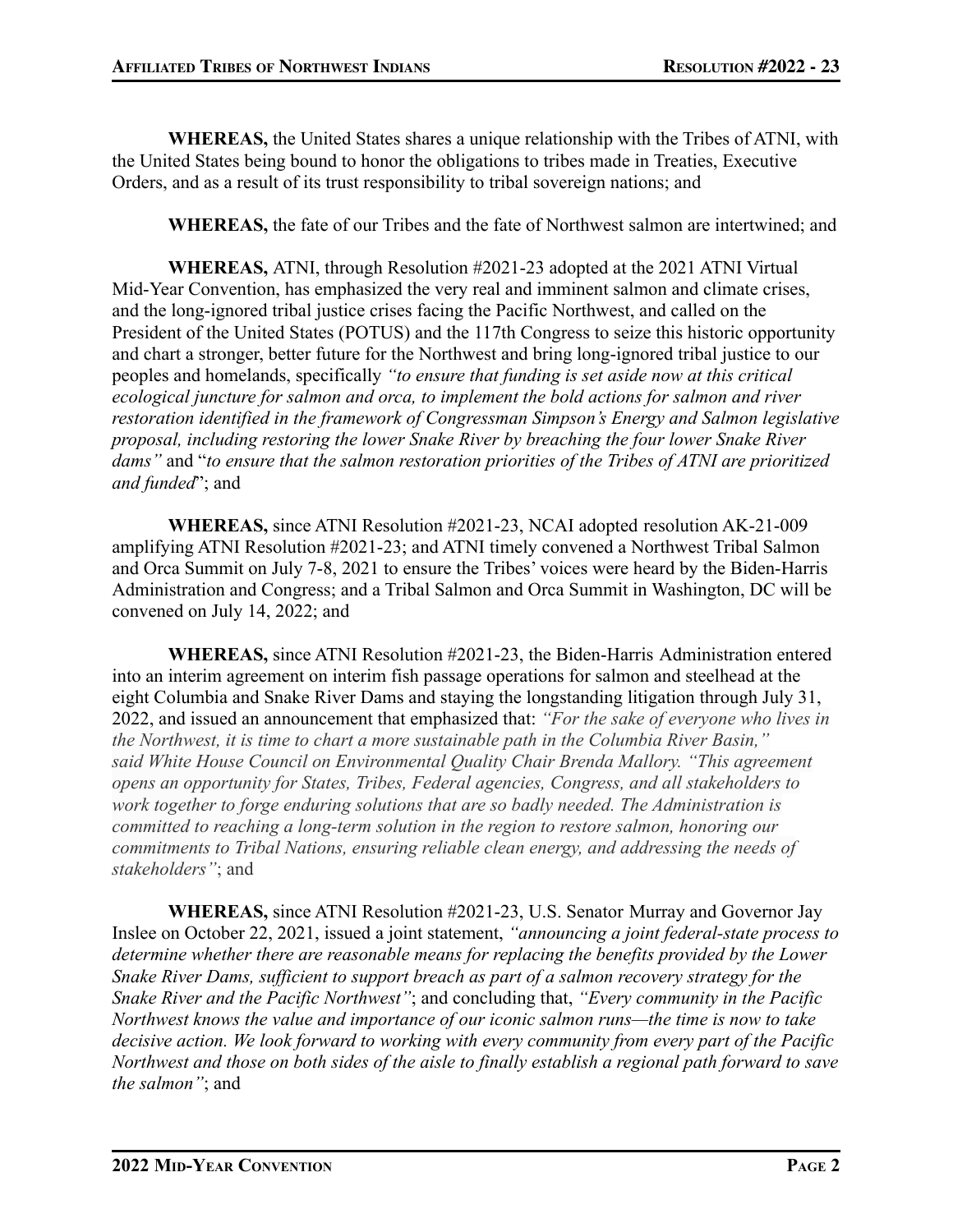**WHEREAS,** the United States shares a unique relationship with the Tribes of ATNI, with the United States being bound to honor the obligations to tribes made in Treaties, Executive Orders, and as a result of its trust responsibility to tribal sovereign nations; and

**WHEREAS,** the fate of our Tribes and the fate of Northwest salmon are intertwined; and

**WHEREAS,** ATNI, through Resolution #2021-23 adopted at the 2021 ATNI Virtual Mid-Year Convention, has emphasized the very real and imminent salmon and climate crises, and the long-ignored tribal justice crises facing the Pacific Northwest, and called on the President of the United States (POTUS) and the 117th Congress to seize this historic opportunity and chart a stronger, better future for the Northwest and bring long-ignored tribal justice to our peoples and homelands, specifically *"to ensure that funding is set aside now at this critical ecological juncture for salmon and orca, to implement the bold actions for salmon and river restoration identified in the framework of Congressman Simpson's Energy and Salmon legislative proposal, including restoring the lower Snake River by breaching the four lower Snake River dams"* and "*to ensure that the salmon restoration priorities of the Tribes of ATNI are prioritized and funded*"; and

**WHEREAS,** since ATNI Resolution #2021-23, NCAI adopted resolution AK-21-009 amplifying ATNI Resolution #2021-23; and ATNI timely convened a Northwest Tribal Salmon and Orca Summit on July 7-8, 2021 to ensure the Tribes' voices were heard by the Biden-Harris Administration and Congress; and a Tribal Salmon and Orca Summit in Washington, DC will be convened on July 14, 2022; and

**WHEREAS,** since ATNI Resolution #2021-23, the Biden-Harris Administration entered into an interim agreement on interim fish passage operations for salmon and steelhead at the eight Columbia and Snake River Dams and staying the longstanding litigation through July 31, 2022, and issued an announcement that emphasized that: *"For the sake of everyone who lives in the Northwest, it is time to chart a more sustainable path in the Columbia River Basin," said White House Council on Environmental Quality Chair Brenda Mallory. "This agreement opens an opportunity for States, Tribes, Federal agencies, Congress, and all stakeholders to work together to forge enduring solutions that are so badly needed. The Administration is committed to reaching a long-term solution in the region to restore salmon, honoring our commitments to Tribal Nations, ensuring reliable clean energy, and addressing the needs of stakeholders"*; and

**WHEREAS,** since ATNI Resolution #2021-23, U.S. Senator Murray and Governor Jay Inslee on October 22, 2021, issued a joint statement, *"announcing a joint federal-state process to determine whether there are reasonable means for replacing the benefits provided by the Lower Snake River Dams, sufficient to support breach as part of a salmon recovery strategy for the Snake River and the Pacific Northwest"*; and concluding that, *"Every community in the Pacific Northwest knows the value and importance of our iconic salmon runs—the time is now to take decisive action. We look forward to working with every community from every part of the Pacific Northwest and those on both sides of the aisle to finally establish a regional path forward to save the salmon"*; and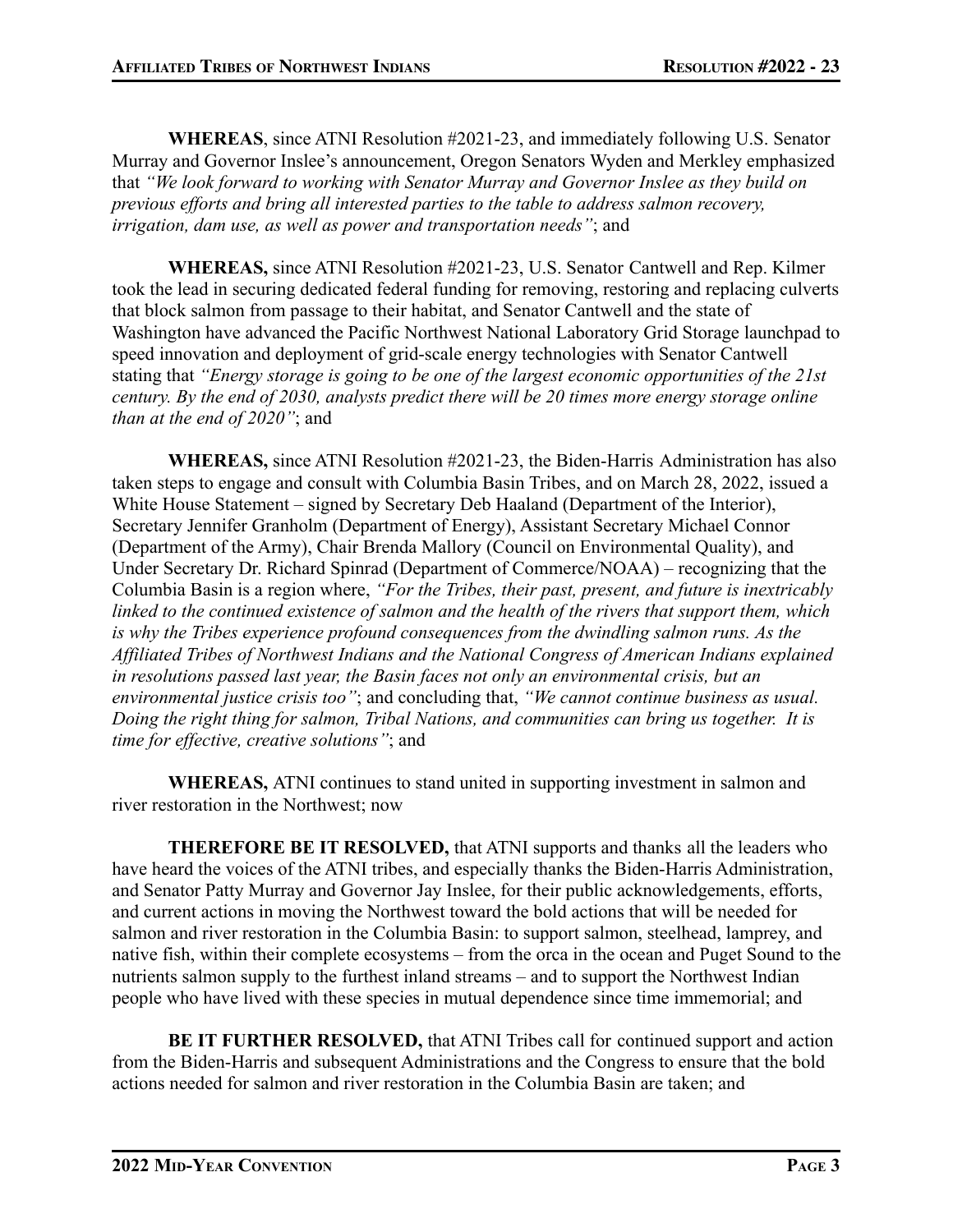**WHEREAS**, since ATNI Resolution #2021-23, and immediately following U.S. Senator Murray and Governor Inslee's announcement, Oregon Senators Wyden and Merkley emphasized that *"We look forward to working with Senator Murray and Governor Inslee as they build on previous efforts and bring all interested parties to the table to address salmon recovery, irrigation, dam use, as well as power and transportation needs"*; and

**WHEREAS,** since ATNI Resolution #2021-23, U.S. Senator Cantwell and Rep. Kilmer took the lead in securing dedicated federal funding for removing, restoring and replacing culverts that block salmon from passage to their habitat, and Senator Cantwell and the state of Washington have advanced the Pacific Northwest National Laboratory Grid Storage launchpad to speed innovation and deployment of grid-scale energy technologies with Senator Cantwell stating that *"Energy storage is going to be one of the largest economic opportunities of the 21st century. By the end of 2030, analysts predict there will be 20 times more energy storage online than at the end of 2020"*; and

**WHEREAS,** since ATNI Resolution #2021-23, the Biden-Harris Administration has also taken steps to engage and consult with Columbia Basin Tribes, and on March 28, 2022, issued a White House Statement – signed by Secretary Deb Haaland (Department of the Interior), Secretary Jennifer Granholm (Department of Energy), Assistant Secretary Michael Connor (Department of the Army), Chair Brenda Mallory (Council on Environmental Quality), and Under Secretary Dr. Richard Spinrad (Department of Commerce/NOAA) – recognizing that the Columbia Basin is a region where, *"For the Tribes, their past, present, and future is inextricably linked to the continued existence of salmon and the health of the rivers that support them, which is why the Tribes experience profound consequences from the dwindling salmon runs. As the Affiliated Tribes of Northwest Indians and the National Congress of American Indians explained in resolutions passed last year, the Basin faces not only an environmental crisis, but an environmental justice crisis too"*; and concluding that, *"We cannot continue business as usual. Doing the right thing for salmon, Tribal Nations, and communities can bring us together. It is time for effective, creative solutions"*; and

**WHEREAS,** ATNI continues to stand united in supporting investment in salmon and river restoration in the Northwest; now

**THEREFORE BE IT RESOLVED,** that ATNI supports and thanks all the leaders who have heard the voices of the ATNI tribes, and especially thanks the Biden-Harris Administration, and Senator Patty Murray and Governor Jay Inslee, for their public acknowledgements, efforts, and current actions in moving the Northwest toward the bold actions that will be needed for salmon and river restoration in the Columbia Basin: to support salmon, steelhead, lamprey, and native fish, within their complete ecosystems – from the orca in the ocean and Puget Sound to the nutrients salmon supply to the furthest inland streams – and to support the Northwest Indian people who have lived with these species in mutual dependence since time immemorial; and

**BE IT FURTHER RESOLVED,** that ATNI Tribes call for continued support and action from the Biden-Harris and subsequent Administrations and the Congress to ensure that the bold actions needed for salmon and river restoration in the Columbia Basin are taken; and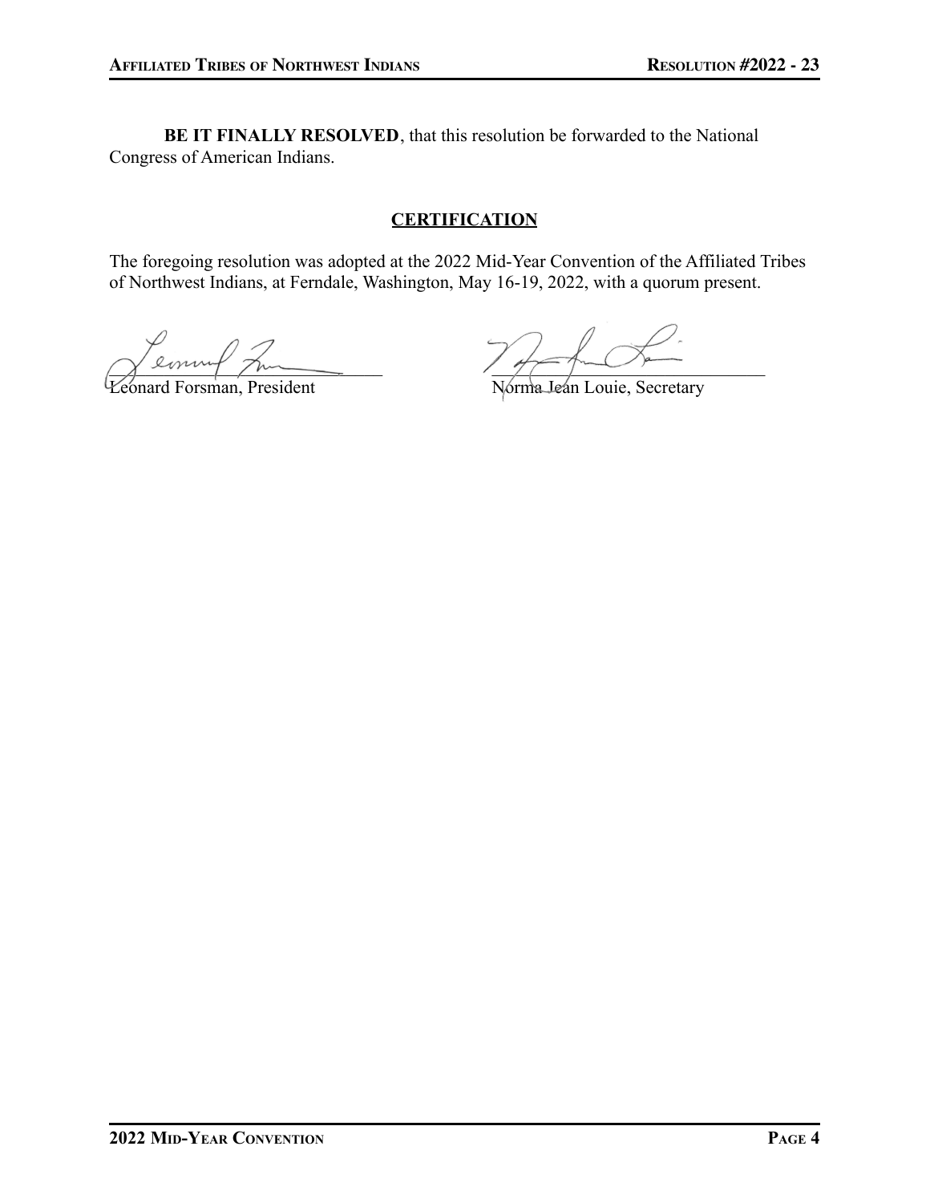**BE IT FINALLY RESOLVED**, that this resolution be forwarded to the National Congress of American Indians.

## CERTIFICATION

The foregoing resolution was adopted at the 2022 Mid-Year Convention of the Affiliated Tribes of Northwest Indians, at Ferndale, Washington, May 16-19, 2022, with a quorum present.

Leonard Forsman, President

Norma Jean Louie, Secretary